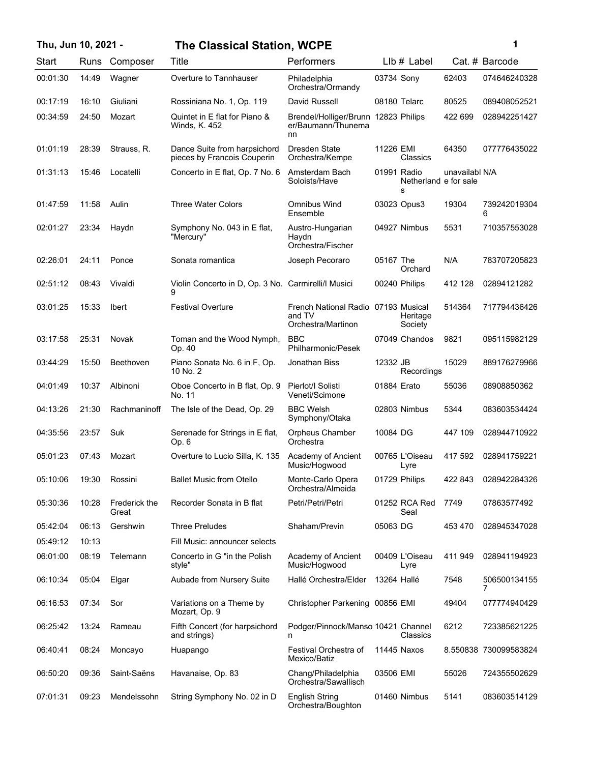# The Classical Station, WCPE

**Thu, Jun 10, 2021 -**

| Start | Runs | Composer | Title | Performers | Llb # | Label | Cat. # | Barcode |
|---|---|---|---|---|---|---|---|---|
| 00:01:30 | 14:49 | Wagner | Overture to Tannhauser | Philadelphia Orchestra/Ormandy | 03734 | Sony | 62403 | 074646240328 |
| 00:17:19 | 16:10 | Giuliani | Rossiniana No. 1, Op. 119 | David Russell | 08180 | Telarc | 80525 | 089408052521 |
| 00:34:59 | 24:50 | Mozart | Quintet in E flat for Piano & Winds, K. 452 | Brendel/Holliger/Brunner/Baumann/Thunemann | 12823 | Philips | 422 699 | 028942251427 |
| 01:01:19 | 28:39 | Strauss, R. | Dance Suite from harpsichord pieces by Francois Couperin | Dresden State Orchestra/Kempe | 11226 | EMI Classics | 64350 | 077776435022 |
| 01:31:13 | 15:46 | Locatelli | Concerto in E flat, Op. 7 No. 6 | Amsterdam Bach Soloists/Have | 01991 | Radio Netherlands | unavailable for sale | N/A |
| 01:47:59 | 11:58 | Aulin | Three Water Colors | Omnibus Wind Ensemble | 03023 | Opus3 | 19304 | 7392420193046 |
| 02:01:27 | 23:34 | Haydn | Symphony No. 043 in E flat, "Mercury" | Austro-Hungarian Haydn Orchestra/Fischer | 04927 | Nimbus | 5531 | 710357553028 |
| 02:26:01 | 24:11 | Ponce | Sonata romantica | Joseph Pecoraro | 05167 | The Orchard | N/A | 783707205823 |
| 02:51:12 | 08:43 | Vivaldi | Violin Concerto in D, Op. 3 No. 9 | Carmirelli/I Musici | 00240 | Philips | 412 128 | 02894121282 |
| 03:01:25 | 15:33 | Ibert | Festival Overture | French National Radio and TV Orchestra/Martinon | 07193 | Musical Heritage Society | 514364 | 717794436426 |
| 03:17:58 | 25:31 | Novak | Toman and the Wood Nymph, Op. 40 | BBC Philharmonic/Pesek | 07049 | Chandos | 9821 | 095115982129 |
| 03:44:29 | 15:50 | Beethoven | Piano Sonata No. 6 in F, Op. 10 No. 2 | Jonathan Biss | 12332 | JB Recordings | 15029 | 889176279966 |
| 04:01:49 | 10:37 | Albinoni | Oboe Concerto in B flat, Op. 9 No. 11 | Pierlot/I Solisti Veneti/Scimone | 01884 | Erato | 55036 | 08908850362 |
| 04:13:26 | 21:30 | Rachmaninoff | The Isle of the Dead, Op. 29 | BBC Welsh Symphony/Otaka | 02803 | Nimbus | 5344 | 083603534424 |
| 04:35:56 | 23:57 | Suk | Serenade for Strings in E flat, Op. 6 | Orpheus Chamber Orchestra | 10084 | DG | 447 109 | 028944710922 |
| 05:01:23 | 07:43 | Mozart | Overture to Lucio Silla, K. 135 | Academy of Ancient Music/Hogwood | 00765 | L'Oiseau Lyre | 417 592 | 028941759221 |
| 05:10:06 | 19:30 | Rossini | Ballet Music from Otello | Monte-Carlo Opera Orchestra/Almeida | 01729 | Philips | 422 843 | 028942284326 |
| 05:30:36 | 10:28 | Frederick the Great | Recorder Sonata in B flat | Petri/Petri/Petri | 01252 | RCA Red Seal | 7749 | 07863577492 |
| 05:42:04 | 06:13 | Gershwin | Three Preludes | Shaham/Previn | 05063 | DG | 453 470 | 028945347028 |
| 05:49:12 | 10:13 | | Fill Music: announcer selects | | | | | |
| 06:01:00 | 08:19 | Telemann | Concerto in G "in the Polish style" | Academy of Ancient Music/Hogwood | 00409 | L'Oiseau Lyre | 411 949 | 028941194923 |
| 06:10:34 | 05:04 | Elgar | Aubade from Nursery Suite | Hallé Orchestra/Elder | 13264 | Hallé | 7548 | 5065001341557 |
| 06:16:53 | 07:34 | Sor | Variations on a Theme by Mozart, Op. 9 | Christopher Parkening | 00856 | EMI | 49404 | 077774940429 |
| 06:25:42 | 13:24 | Rameau | Fifth Concert (for harpsichord and strings) | Podger/Pinnock/Manson | 10421 | Channel Classics | 6212 | 723385621225 |
| 06:40:41 | 08:24 | Moncayo | Huapango | Festival Orchestra of Mexico/Batiz | 11445 | Naxos | 8.550838 | 730099583824 |
| 06:50:20 | 09:36 | Saint-Saëns | Havanaise, Op. 83 | Chang/Philadelphia Orchestra/Sawallisch | 03506 | EMI | 55026 | 724355502629 |
| 07:01:31 | 09:23 | Mendelssohn | String Symphony No. 02 in D | English String Orchestra/Boughton | 01460 | Nimbus | 5141 | 083603514129 |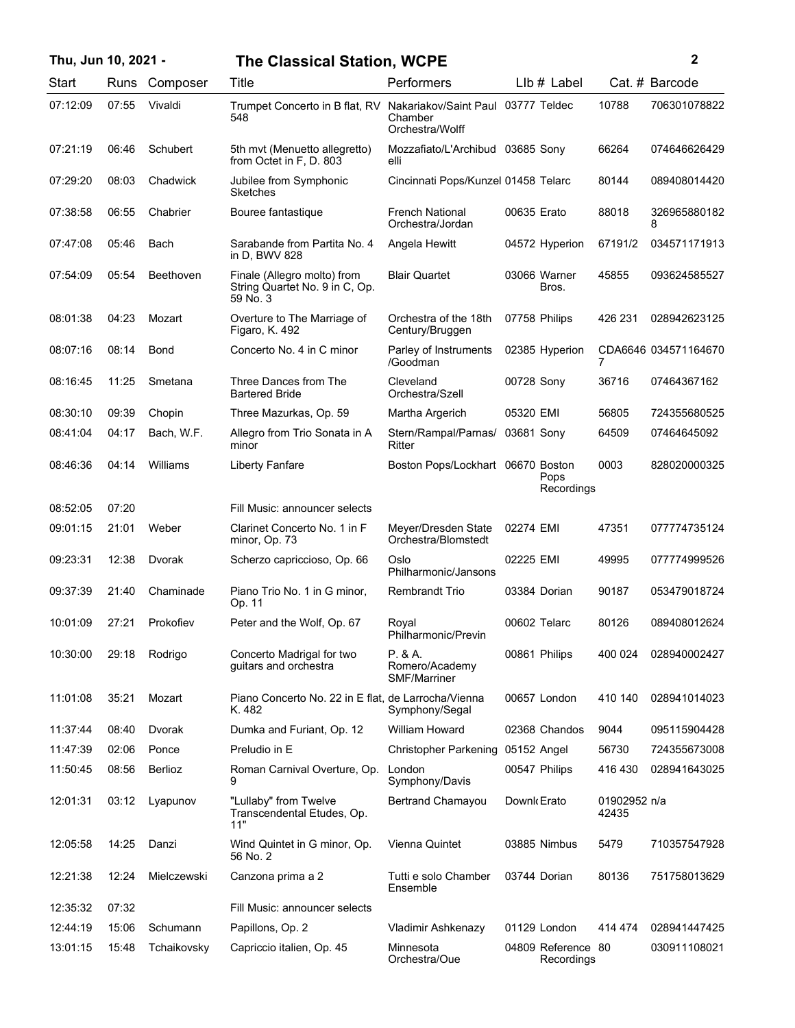| Start | Runs | Composer | Title | Performers | Llb # | Label | Cat. # | Barcode |
|---|---|---|---|---|---|---|---|---|
| 07:12:09 | 07:55 | Vivaldi | Trumpet Concerto in B flat, RV 548 | Nakariakov/Saint Paul Chamber Orchestra/Wolff | 03777 | Teldec | 10788 | 706301078822 |
| 07:21:19 | 06:46 | Schubert | 5th mvt (Menuetto allegretto) from Octet in F, D. 803 | Mozzafiato/L'Archibudelli | 03685 | Sony | 66264 | 074646626429 |
| 07:29:20 | 08:03 | Chadwick | Jubilee from Symphonic Sketches | Cincinnati Pops/Kunzel | 01458 | Telarc | 80144 | 089408014420 |
| 07:38:58 | 06:55 | Chabrier | Bouree fantastique | French National Orchestra/Jordan | 00635 | Erato | 88018 | 3269658801828 |
| 07:47:08 | 05:46 | Bach | Sarabande from Partita No. 4 in D, BWV 828 | Angela Hewitt | 04572 | Hyperion | 67191/2 | 034571171913 |
| 07:54:09 | 05:54 | Beethoven | Finale (Allegro molto) from String Quartet No. 9 in C, Op. 59 No. 3 | Blair Quartet | 03066 | Warner Bros. | 45855 | 093624585527 |
| 08:01:38 | 04:23 | Mozart | Overture to The Marriage of Figaro, K. 492 | Orchestra of the 18th Century/Bruggen | 07758 | Philips | 426 231 | 028942623125 |
| 08:07:16 | 08:14 | Bond | Concerto No. 4 in C minor | Parley of Instruments /Goodman | 02385 | Hyperion | CDA66467 | 034571164670 |
| 08:16:45 | 11:25 | Smetana | Three Dances from The Bartered Bride | Cleveland Orchestra/Szell | 00728 | Sony | 36716 | 07464367162 |
| 08:30:10 | 09:39 | Chopin | Three Mazurkas, Op. 59 | Martha Argerich | 05320 | EMI | 56805 | 724355680525 |
| 08:41:04 | 04:17 | Bach, W.F. | Allegro from Trio Sonata in A minor | Stern/Rampal/Parnas/Ritter | 03681 | Sony | 64509 | 07464645092 |
| 08:46:36 | 04:14 | Williams | Liberty Fanfare | Boston Pops/Lockhart | 06670 | Boston Pops Recordings | 0003 | 828020000325 |
| 08:52:05 | 07:20 | | Fill Music: announcer selects | | | | | |
| 09:01:15 | 21:01 | Weber | Clarinet Concerto No. 1 in F minor, Op. 73 | Meyer/Dresden State Orchestra/Blomstedt | 02274 | EMI | 47351 | 077774735124 |
| 09:23:31 | 12:38 | Dvorak | Scherzo capriccioso, Op. 66 | Oslo Philharmonic/Jansons | 02225 | EMI | 49995 | 077774999526 |
| 09:37:39 | 21:40 | Chaminade | Piano Trio No. 1 in G minor, Op. 11 | Rembrandt Trio | 03384 | Dorian | 90187 | 053479018724 |
| 10:01:09 | 27:21 | Prokofiev | Peter and the Wolf, Op. 67 | Royal Philharmonic/Previn | 00602 | Telarc | 80126 | 089408012624 |
| 10:30:00 | 29:18 | Rodrigo | Concerto Madrigal for two guitars and orchestra | P. & A. Romero/Academy SMF/Marriner | 00861 | Philips | 400 024 | 028940002427 |
| 11:01:08 | 35:21 | Mozart | Piano Concerto No. 22 in E flat, K. 482 | de Larrocha/Vienna Symphony/Segal | 00657 | London | 410 140 | 028941014023 |
| 11:37:44 | 08:40 | Dvorak | Dumka and Furiant, Op. 12 | William Howard | 02368 | Chandos | 9044 | 095115904428 |
| 11:47:39 | 02:06 | Ponce | Preludio in E | Christopher Parkening | 05152 | Angel | 56730 | 724355673008 |
| 11:50:45 | 08:56 | Berlioz | Roman Carnival Overture, Op. 9 | London Symphony/Davis | 00547 | Philips | 416 430 | 028941643025 |
| 12:01:31 | 03:12 | Lyapunov | "Lullaby" from Twelve Transcendental Etudes, Op. 11" | Bertrand Chamayou | Downl | Erato | 0190295242435 | n/a |
| 12:05:58 | 14:25 | Danzi | Wind Quintet in G minor, Op. 56 No. 2 | Vienna Quintet | 03885 | Nimbus | 5479 | 710357547928 |
| 12:21:38 | 12:24 | Mielczewski | Canzona prima a 2 | Tutti e solo Chamber Ensemble | 03744 | Dorian | 80136 | 751758013629 |
| 12:35:32 | 07:32 | | Fill Music: announcer selects | | | | | |
| 12:44:19 | 15:06 | Schumann | Papillons, Op. 2 | Vladimir Ashkenazy | 01129 | London | 414 474 | 028941447425 |
| 13:01:15 | 15:48 | Tchaikovsky | Capriccio italien, Op. 45 | Minnesota Orchestra/Oue | 04809 | Reference Recordings | 80 | 030911108021 |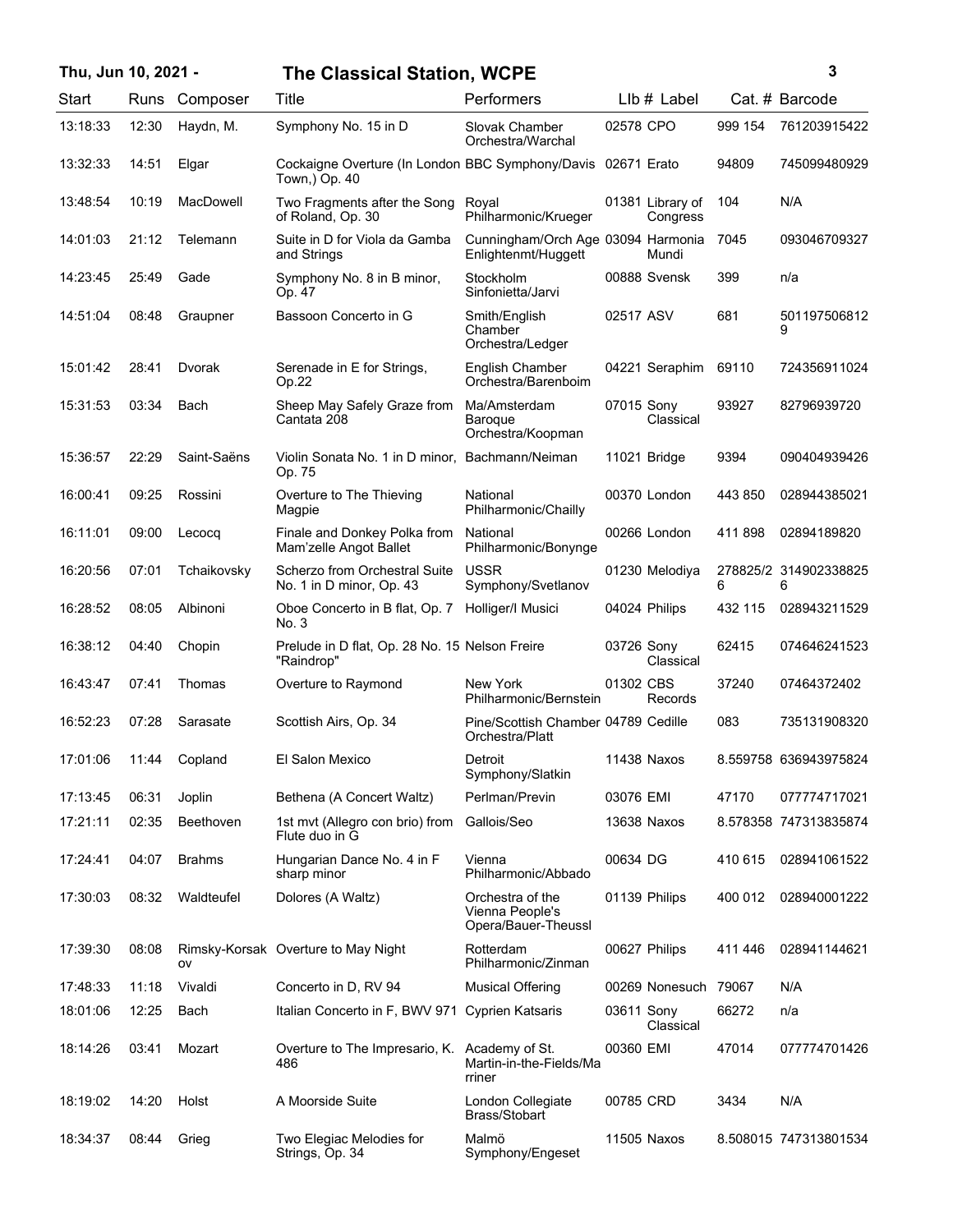| Start | Runs | Composer | Title | Performers | Llb # | Label | Cat. # | Barcode |
|---|---|---|---|---|---|---|---|---|
| 13:18:33 | 12:30 | Haydn, M. | Symphony No. 15 in D | Slovak Chamber Orchestra/Warchal | 02578 | CPO | 999 154 | 761203915422 |
| 13:32:33 | 14:51 | Elgar | Cockaigne Overture (In London Town,) Op. 40 | BBC Symphony/Davis | 02671 | Erato | 94809 | 745099480929 |
| 13:48:54 | 10:19 | MacDowell | Two Fragments after the Song of Roland, Op. 30 | Royal Philharmonic/Krueger | 01381 | Library of Congress | 104 | N/A |
| 14:01:03 | 21:12 | Telemann | Suite in D for Viola da Gamba and Strings | Cunningham/Orch Age Enlightenmt/Huggett | 03094 | Harmonia Mundi | 7045 | 093046709327 |
| 14:23:45 | 25:49 | Gade | Symphony No. 8 in B minor, Op. 47 | Stockholm Sinfonietta/Jarvi | 00888 | Svensk | 399 | n/a |
| 14:51:04 | 08:48 | Graupner | Bassoon Concerto in G | Smith/English Chamber Orchestra/Ledger | 02517 | ASV | 681 | 5011975068129 |
| 15:01:42 | 28:41 | Dvorak | Serenade in E for Strings, Op.22 | English Chamber Orchestra/Barenboim | 04221 | Seraphim | 69110 | 724356911024 |
| 15:31:53 | 03:34 | Bach | Sheep May Safely Graze from Cantata 208 | Ma/Amsterdam Baroque Orchestra/Koopman | 07015 | Sony Classical | 93927 | 82796939720 |
| 15:36:57 | 22:29 | Saint-Saëns | Violin Sonata No. 1 in D minor, Op. 75 | Bachmann/Neiman | 11021 | Bridge | 9394 | 090404939426 |
| 16:00:41 | 09:25 | Rossini | Overture to The Thieving Magpie | National Philharmonic/Chailly | 00370 | London | 443 850 | 028944385021 |
| 16:11:01 | 09:00 | Lecocq | Finale and Donkey Polka from Mam'zelle Angot Ballet | National Philharmonic/Bonynge | 00266 | London | 411 898 | 02894189820 |
| 16:20:56 | 07:01 | Tchaikovsky | Scherzo from Orchestral Suite No. 1 in D minor, Op. 43 | USSR Symphony/Svetlanov | 01230 | Melodiya | 278825/26 | 3149023388256 |
| 16:28:52 | 08:05 | Albinoni | Oboe Concerto in B flat, Op. 7 No. 3 | Holliger/I Musici | 04024 | Philips | 432 115 | 028943211529 |
| 16:38:12 | 04:40 | Chopin | Prelude in D flat, Op. 28 No. 15 "Raindrop" | Nelson Freire | 03726 | Sony Classical | 62415 | 074646241523 |
| 16:43:47 | 07:41 | Thomas | Overture to Raymond | New York Philharmonic/Bernstein | 01302 | CBS Records | 37240 | 07464372402 |
| 16:52:23 | 07:28 | Sarasate | Scottish Airs, Op. 34 | Pine/Scottish Chamber Orchestra/Platt | 04789 | Cedille | 083 | 735131908320 |
| 17:01:06 | 11:44 | Copland | El Salon Mexico | Detroit Symphony/Slatkin | 11438 | Naxos | 8.559758 | 636943975824 |
| 17:13:45 | 06:31 | Joplin | Bethena (A Concert Waltz) | Perlman/Previn | 03076 | EMI | 47170 | 077774717021 |
| 17:21:11 | 02:35 | Beethoven | 1st mvt (Allegro con brio) from Flute duo in G | Gallois/Seo | 13638 | Naxos | 8.578358 | 747313835874 |
| 17:24:41 | 04:07 | Brahms | Hungarian Dance No. 4 in F sharp minor | Vienna Philharmonic/Abbado | 00634 | DG | 410 615 | 028941061522 |
| 17:30:03 | 08:32 | Waldteufel | Dolores (A Waltz) | Orchestra of the Vienna People's Opera/Bauer-Theussl | 01139 | Philips | 400 012 | 028940001222 |
| 17:39:30 | 08:08 | Rimsky-Korsakov | Overture to May Night | Rotterdam Philharmonic/Zinman | 00627 | Philips | 411 446 | 028941144621 |
| 17:48:33 | 11:18 | Vivaldi | Concerto in D, RV 94 | Musical Offering | 00269 | Nonesuch | 79067 | N/A |
| 18:01:06 | 12:25 | Bach | Italian Concerto in F, BWV 971 | Cyprien Katsaris | 03611 | Sony Classical | 66272 | n/a |
| 18:14:26 | 03:41 | Mozart | Overture to The Impresario, K. 486 | Academy of St. Martin-in-the-Fields/Marriner | 00360 | EMI | 47014 | 077774701426 |
| 18:19:02 | 14:20 | Holst | A Moorside Suite | London Collegiate Brass/Stobart | 00785 | CRD | 3434 | N/A |
| 18:34:37 | 08:44 | Grieg | Two Elegiac Melodies for Strings, Op. 34 | Malmö Symphony/Engeset | 11505 | Naxos | 8.508015 | 747313801534 |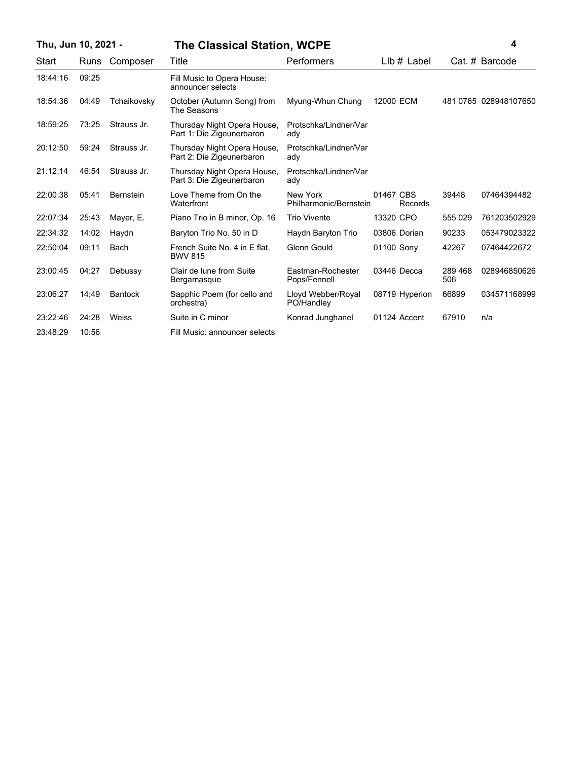| Start | Runs | Composer | Title | Performers | Llb # | Label | Cat. # | Barcode |
|---|---|---|---|---|---|---|---|---|
| 18:44:16 | 09:25 | | Fill Music to Opera House: announcer selects | | | | | |
| 18:54:36 | 04:49 | Tchaikovsky | October (Autumn Song) from The Seasons | Myung-Whun Chung | 12000 | ECM | 481 0765 | 028948107650 |
| 18:59:25 | 73:25 | Strauss Jr. | Thursday Night Opera House, Part 1: Die Zigeunerbaron | Protschka/Lindner/Varady | | | | |
| 20:12:50 | 59:24 | Strauss Jr. | Thursday Night Opera House, Part 2: Die Zigeunerbaron | Protschka/Lindner/Varady | | | | |
| 21:12:14 | 46:54 | Strauss Jr. | Thursday Night Opera House, Part 3: Die Zigeunerbaron | Protschka/Lindner/Varady | | | | |
| 22:00:38 | 05:41 | Bernstein | Love Theme from On the Waterfront | New York Philharmonic/Bernstein | 01467 | CBS Records | 39448 | 07464394482 |
| 22:07:34 | 25:43 | Mayer, E. | Piano Trio in B minor, Op. 16 | Trio Vivente | 13320 | CPO | 555 029 | 761203502929 |
| 22:34:32 | 14:02 | Haydn | Baryton Trio No. 50 in D | Haydn Baryton Trio | 03806 | Dorian | 90233 | 053479023322 |
| 22:50:04 | 09:11 | Bach | French Suite No. 4 in E flat, BWV 815 | Glenn Gould | 01100 | Sony | 42267 | 07464422672 |
| 23:00:45 | 04:27 | Debussy | Clair de lune from Suite Bergamasque | Eastman-Rochester Pops/Fennell | 03446 | Decca | 289 468 506 | 028946850626 |
| 23:06:27 | 14:49 | Bantock | Sapphic Poem (for cello and orchestra) | Lloyd Webber/Royal PO/Handley | 08719 | Hyperion | 66899 | 034571168999 |
| 23:22:46 | 24:28 | Weiss | Suite in C minor | Konrad Junghanel | 01124 | Accent | 67910 | n/a |
| 23:48:29 | 10:56 | | Fill Music: announcer selects | | | | | |